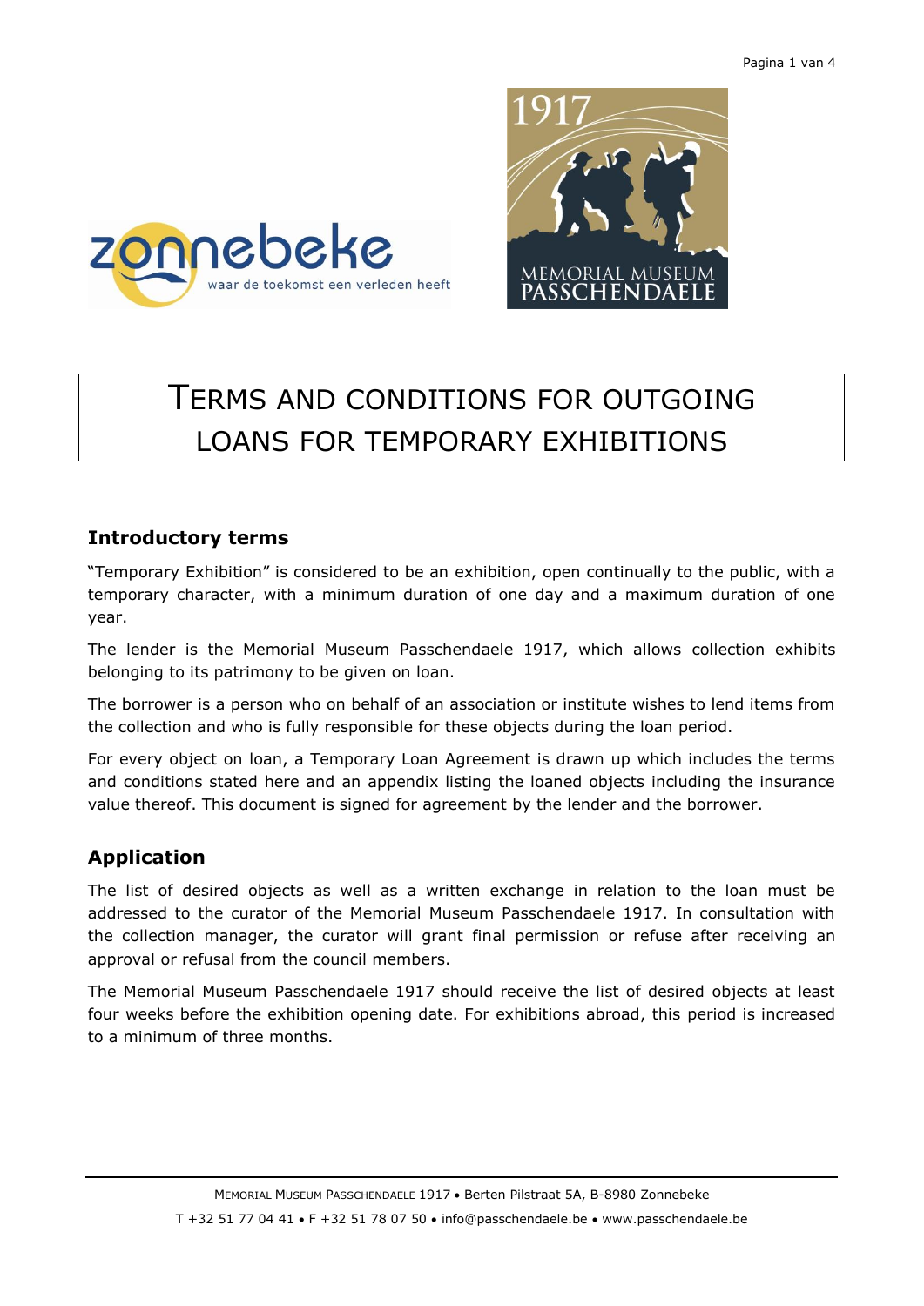# TERMS AND CONDITIONS FOR OUTGOING LOANS FOR TEMPORARY EXHIBITIONS

## Introductory terms

"Temporary Exhibition" is considered to be an exhibition, open continually to the public, with a temporary character, with a minimum duration of one day and a maximum duration of one year.

The lender is the Memorial Museum Passchendaele 1917, which allows collection exhibits belonging to its patrimony to be given on loan.

The borrower is a person who on behalf of an association or institute wishes to lend items from the collection and who is fully responsible for these objects during the loan period.

For every object on loan, a Temporary Loan Agreement is drawn up which includes the terms and conditions stated here and an appendix listing the loaned objects including the insurance value thereof. This document is signed for agreement by the lender and the borrower.

## Application

The list of desired objects as well as a written exchange in relation to the loan must be addressed to the curator of the Memorial Museum Passchendaele 1917. In consultation with the collection manager, the curator will grant final permission or refuse after receiving an approval or refusal from the council members.

The Memorial Museum Passchendaele 1917 should receive the list of desired objects at least four weeks before the exhibition opening date. For exhibitions abroad, this period is increased to a minimum of three months.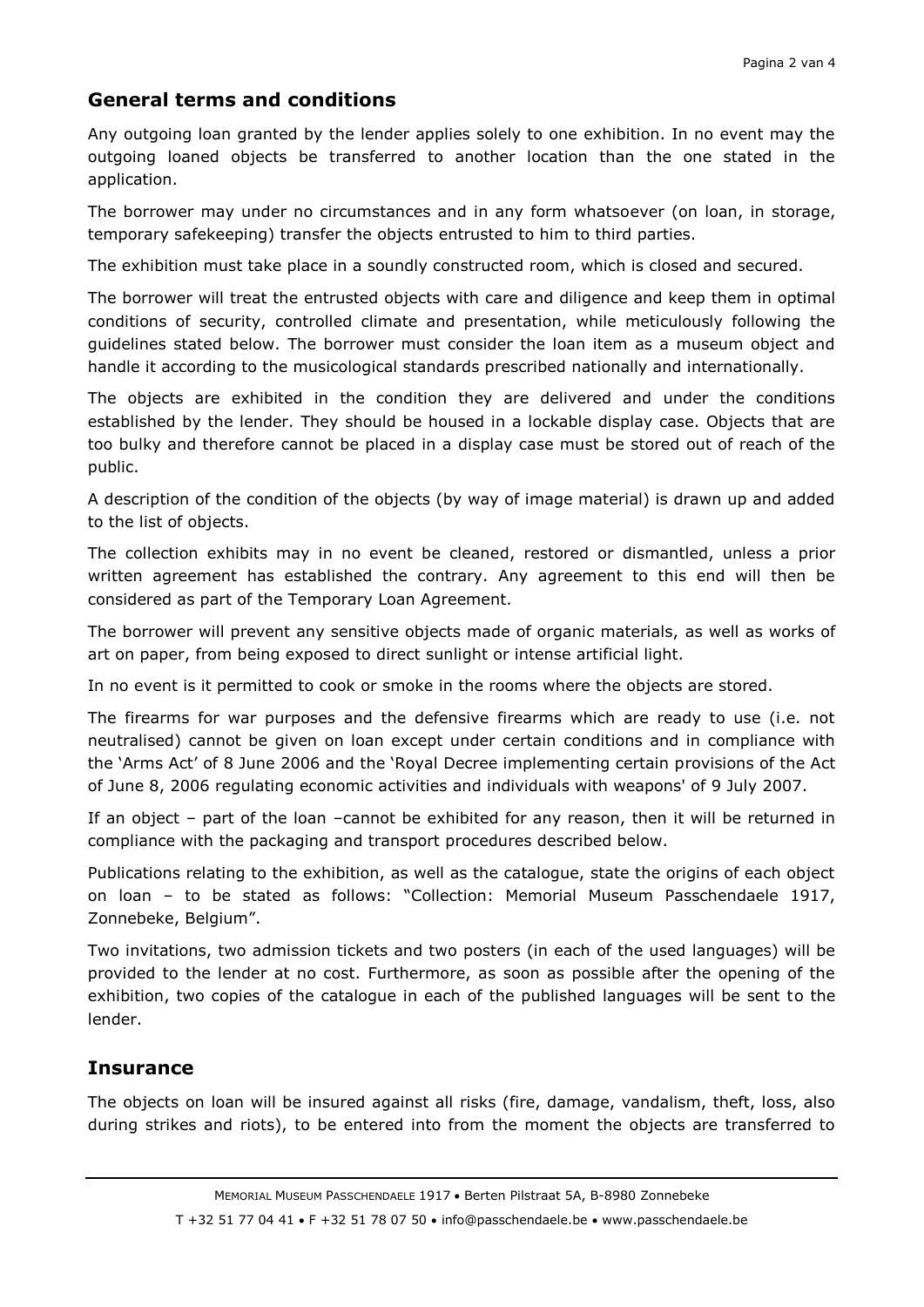## General terms and conditions

Any outgoing loan granted by the lender applies solely to one exhibition. In no event may the outgoing loaned objects be transferred to another location than the one stated in the application.

The borrower may under no circumstances and in any form whatsoever (on loan, in storage, temporary safekeeping) transfer the objects entrusted to him to third parties.

The exhibition must take place in a soundly constructed room, which is closed and secured.

The borrower will treat the entrusted objects with care and diligence and keep them in optimal conditions of security, controlled climate and presentation, while meticulously following the guidelines stated below. The borrower must consider the loan item as a museum object and handle it according to the musicological standards prescribed nationally and internationally.

The objects are exhibited in the condition they are delivered and under the conditions established by the lender. They should be housed in a lockable display case. Objects that are too bulky and therefore cannot be placed in a display case must be stored out of reach of the public.

A description of the condition of the objects (by way of image material) is drawn up and added to the list of objects.

The collection exhibits may in no event be cleaned, restored or dismantled, unless a prior written agreement has established the contrary. Any agreement to this end will then be considered as part of the Temporary Loan Agreement.

The borrower will prevent any sensitive objects made of organic materials, as well as works of art on paper, from being exposed to direct sunlight or intense artificial light.

In no event is it permitted to cook or smoke in the rooms where the objects are stored.

The firearms for war purposes and the defensive firearms which are ready to use (i.e. not neutralised) cannot be given on loan except under certain conditions and in compliance with the 'Arms Act' of 8 June 2006 and the 'Royal Decree implementing certain provisions of the Act of June 8, 2006 regulating economic activities and individuals with weapons' of 9 July 2007.

If an object – part of the loan –cannot be exhibited for any reason, then it will be returned in compliance with the packaging and transport procedures described below.

Publications relating to the exhibition, as well as the catalogue, state the origins of each object on loan – to be stated as follows: "Collection: Memorial Museum Passchendaele 1917, Zonnebeke, Belgium".

Two invitations, two admission tickets and two posters (in each of the used languages) will be provided to the lender at no cost. Furthermore, as soon as possible after the opening of the exhibition, two copies of the catalogue in each of the published languages will be sent to the lender.

## Insurance

The objects on loan will be insured against all risks (fire, damage, vandalism, theft, loss, also during strikes and riots), to be entered into from the moment the objects are transferred to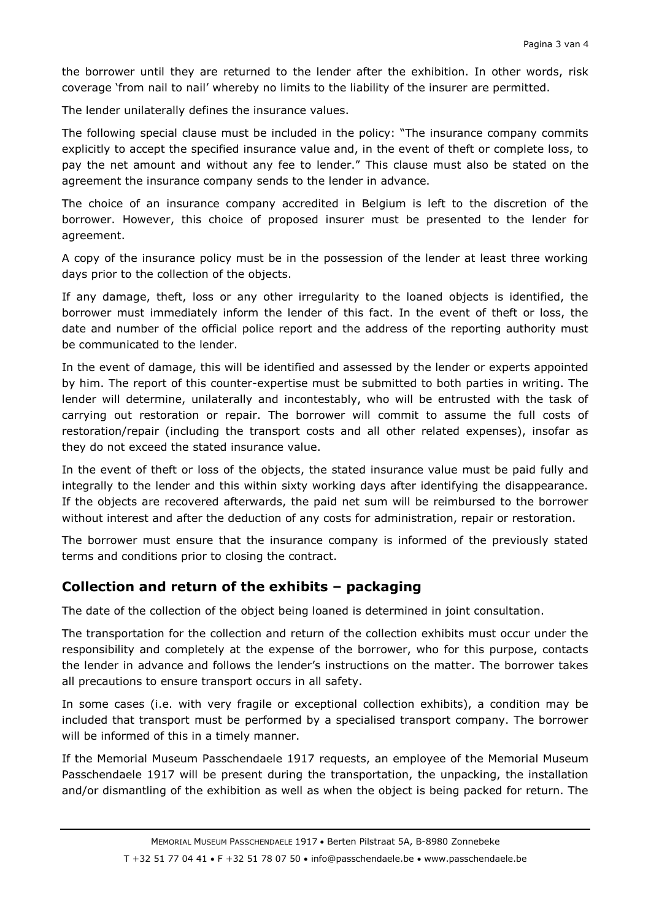the borrower until they are returned to the lender after the exhibition. In other words, risk coverage 'from nail to nail' whereby no limits to the liability of the insurer are permitted.

The lender unilaterally defines the insurance values.

The following special clause must be included in the policy: "The insurance company commits explicitly to accept the specified insurance value and, in the event of theft or complete loss, to pay the net amount and without any fee to lender." This clause must also be stated on the agreement the insurance company sends to the lender in advance.

The choice of an insurance company accredited in Belgium is left to the discretion of the borrower. However, this choice of proposed insurer must be presented to the lender for agreement.

A copy of the insurance policy must be in the possession of the lender at least three working days prior to the collection of the objects.

If any damage, theft, loss or any other irregularity to the loaned objects is identified, the borrower must immediately inform the lender of this fact. In the event of theft or loss, the date and number of the official police report and the address of the reporting authority must be communicated to the lender.

In the event of damage, this will be identified and assessed by the lender or experts appointed by him. The report of this counter-expertise must be submitted to both parties in writing. The lender will determine, unilaterally and incontestably, who will be entrusted with the task of carrying out restoration or repair. The borrower will commit to assume the full costs of restoration/repair (including the transport costs and all other related expenses), insofar as they do not exceed the stated insurance value.

In the event of theft or loss of the objects, the stated insurance value must be paid fully and integrally to the lender and this within sixty working days after identifying the disappearance. If the objects are recovered afterwards, the paid net sum will be reimbursed to the borrower without interest and after the deduction of any costs for administration, repair or restoration.

The borrower must ensure that the insurance company is informed of the previously stated terms and conditions prior to closing the contract.

## Collection and return of the exhibits – packaging

The date of the collection of the object being loaned is determined in joint consultation.

The transportation for the collection and return of the collection exhibits must occur under the responsibility and completely at the expense of the borrower, who for this purpose, contacts the lender in advance and follows the lender's instructions on the matter. The borrower takes all precautions to ensure transport occurs in all safety.

In some cases (i.e. with very fragile or exceptional collection exhibits), a condition may be included that transport must be performed by a specialised transport company. The borrower will be informed of this in a timely manner.

If the Memorial Museum Passchendaele 1917 requests, an employee of the Memorial Museum Passchendaele 1917 will be present during the transportation, the unpacking, the installation and/or dismantling of the exhibition as well as when the object is being packed for return. The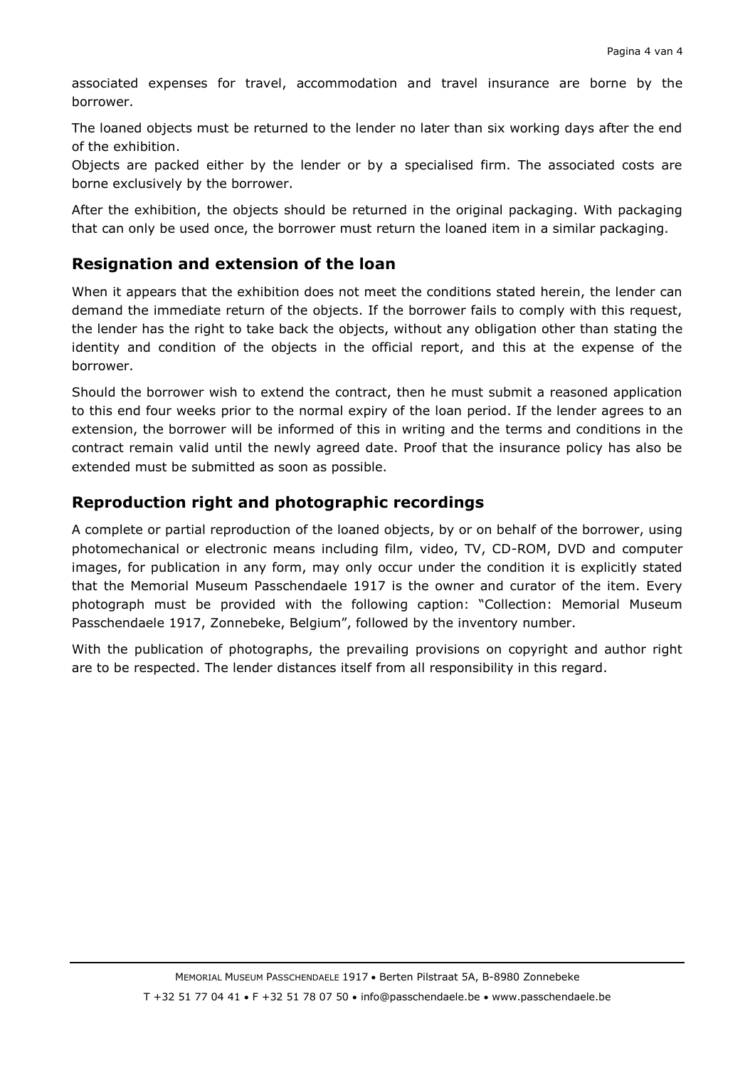associated expenses for travel, accommodation and travel insurance are borne by the borrower.

The loaned objects must be returned to the lender no later than six working days after the end of the exhibition.
Objects are packed either by the lender or by a specialised firm. The associated costs are borne exclusively by the borrower.

After the exhibition, the objects should be returned in the original packaging. With packaging that can only be used once, the borrower must return the loaned item in a similar packaging.

## Resignation and extension of the loan

When it appears that the exhibition does not meet the conditions stated herein, the lender can demand the immediate return of the objects. If the borrower fails to comply with this request, the lender has the right to take back the objects, without any obligation other than stating the identity and condition of the objects in the official report, and this at the expense of the borrower.

Should the borrower wish to extend the contract, then he must submit a reasoned application to this end four weeks prior to the normal expiry of the loan period. If the lender agrees to an extension, the borrower will be informed of this in writing and the terms and conditions in the contract remain valid until the newly agreed date. Proof that the insurance policy has also be extended must be submitted as soon as possible.

## Reproduction right and photographic recordings

A complete or partial reproduction of the loaned objects, by or on behalf of the borrower, using photomechanical or electronic means including film, video, TV, CD-ROM, DVD and computer images, for publication in any form, may only occur under the condition it is explicitly stated that the Memorial Museum Passchendaele 1917 is the owner and curator of the item. Every photograph must be provided with the following caption: "Collection: Memorial Museum Passchendaele 1917, Zonnebeke, Belgium", followed by the inventory number.

With the publication of photographs, the prevailing provisions on copyright and author right are to be respected. The lender distances itself from all responsibility in this regard.